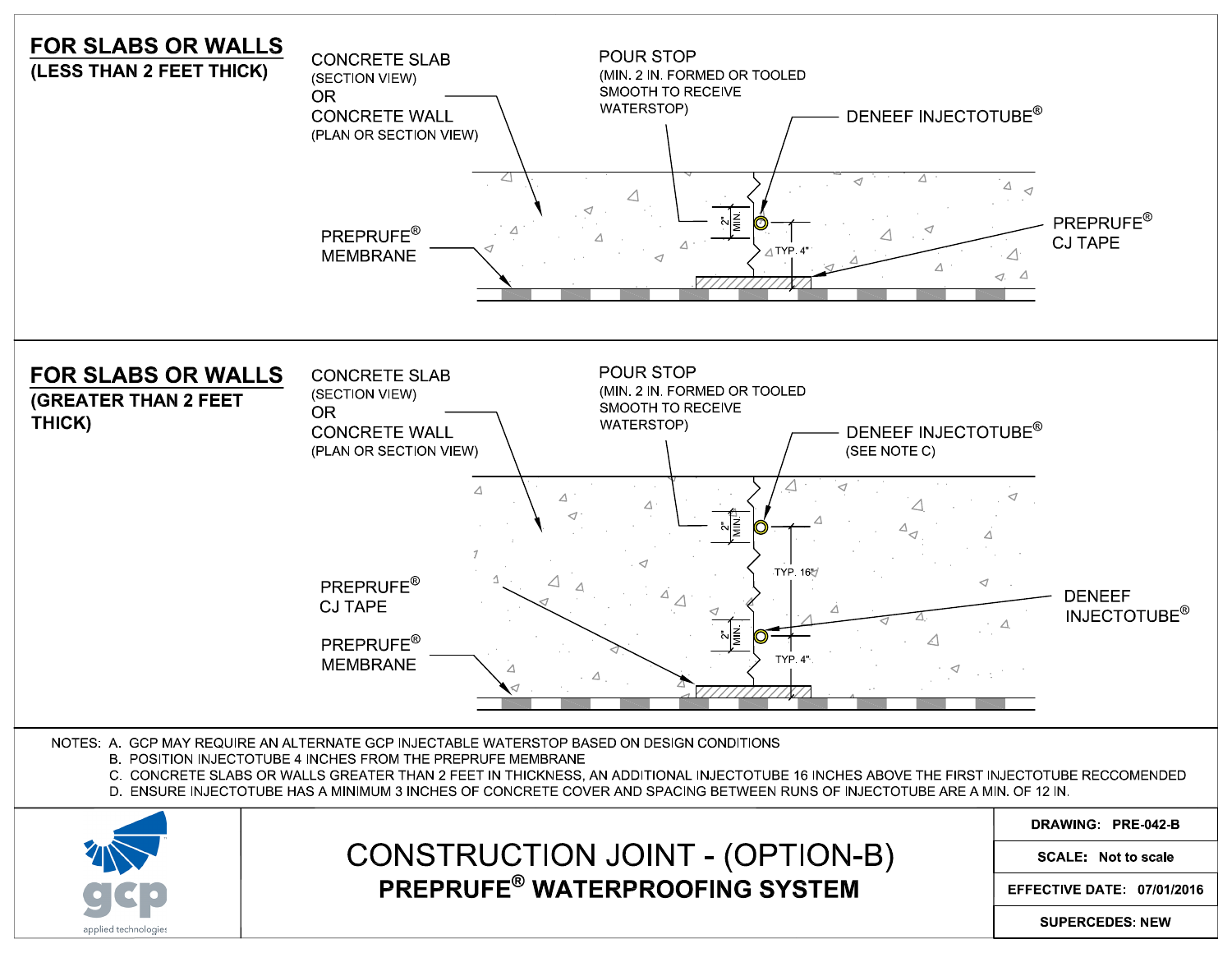## FOR SLABS OR WALLS (LESS THAN 2 FEET THICK)

CONCRETE SLAB (SECTION VIEW) OR CONCRETE WALL (PLAN OR SECTION VIEW)

POUR STOP (MIN. 2 IN. FORMED OR TOOLED SMOOTH TO RECEIVE WATERSTOP)

DENEEF INJECTOTUBE®

PREPRUFE® MEMBRANE

PREPRUFE® CJ TAPE

2" MIN.

TYP. 4"

## FOR SLABS OR WALLS (GREATER THAN 2 FEET THICK)

CONCRETE SLAB (SECTION VIEW) OR CONCRETE WALL (PLAN OR SECTION VIEW)

POUR STOP (MIN. 2 IN. FORMED OR TOOLED SMOOTH TO RECEIVE WATERSTOP)

DENEEF INJECTOTUBE® (SEE NOTE C)

PREPRUFE® CJ TAPE

PREPRUFE® MEMBRANE

DENEEF INJECTOTUBE®

2" MIN.

TYP. 16"

2" MIN.

TYP. 4"

NOTES:
- A. GCP MAY REQUIRE AN ALTERNATE GCP INJECTABLE WATERSTOP BASED ON DESIGN CONDITIONS
- B. POSITION INJECTOTUBE 4 INCHES FROM THE PREPRUFE MEMBRANE
- C. CONCRETE SLABS OR WALLS GREATER THAN 2 FEET IN THICKNESS, AN ADDITIONAL INJECTOTUBE 16 INCHES ABOVE THE FIRST INJECTOTUBE RECCOMENDED
- D. ENSURE INJECTOTUBE HAS A MINIMUM 3 INCHES OF CONCRETE COVER AND SPACING BETWEEN RUNS OF INJECTOTUBE ARE A MIN. OF 12 IN.

gcp applied technologies

# CONSTRUCTION JOINT - (OPTION-B)

## PREPRUFE® WATERPROOFING SYSTEM

| | |
|---|---|
| DRAWING: | PRE-042-B |
| SCALE: | Not to scale |
| EFFECTIVE DATE: | 07/01/2016 |
| SUPERCEDES: | NEW |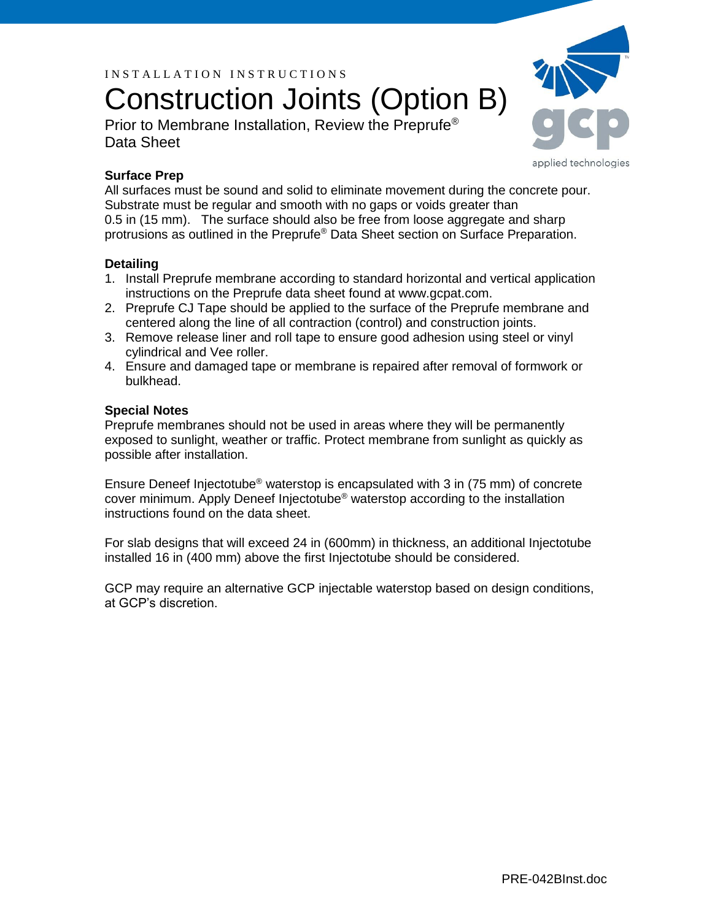INSTALLATION INSTRUCTIONS

# Construction Joints (Option B)

Prior to Membrane Installation, Review the Preprufe® Data Sheet

**Surface Prep**

All surfaces must be sound and solid to eliminate movement during the concrete pour. Substrate must be regular and smooth with no gaps or voids greater than 0.5 in (15 mm). The surface should also be free from loose aggregate and sharp protrusions as outlined in the Preprufe® Data Sheet section on Surface Preparation.

**Detailing**

1. Install Preprufe membrane according to standard horizontal and vertical application instructions on the Preprufe data sheet found at www.gcpat.com.
2. Preprufe CJ Tape should be applied to the surface of the Preprufe membrane and centered along the line of all contraction (control) and construction joints.
3. Remove release liner and roll tape to ensure good adhesion using steel or vinyl cylindrical and Vee roller.
4. Ensure and damaged tape or membrane is repaired after removal of formwork or bulkhead.

**Special Notes**

Preprufe membranes should not be used in areas where they will be permanently exposed to sunlight, weather or traffic. Protect membrane from sunlight as quickly as possible after installation.

Ensure Deneef Injectotube® waterstop is encapsulated with 3 in (75 mm) of concrete cover minimum. Apply Deneef Injectotube® waterstop according to the installation instructions found on the data sheet.

For slab designs that will exceed 24 in (600mm) in thickness, an additional Injectotube installed 16 in (400 mm) above the first Injectotube should be considered.

GCP may require an alternative GCP injectable waterstop based on design conditions, at GCP's discretion.

PRE-042BInst.doc